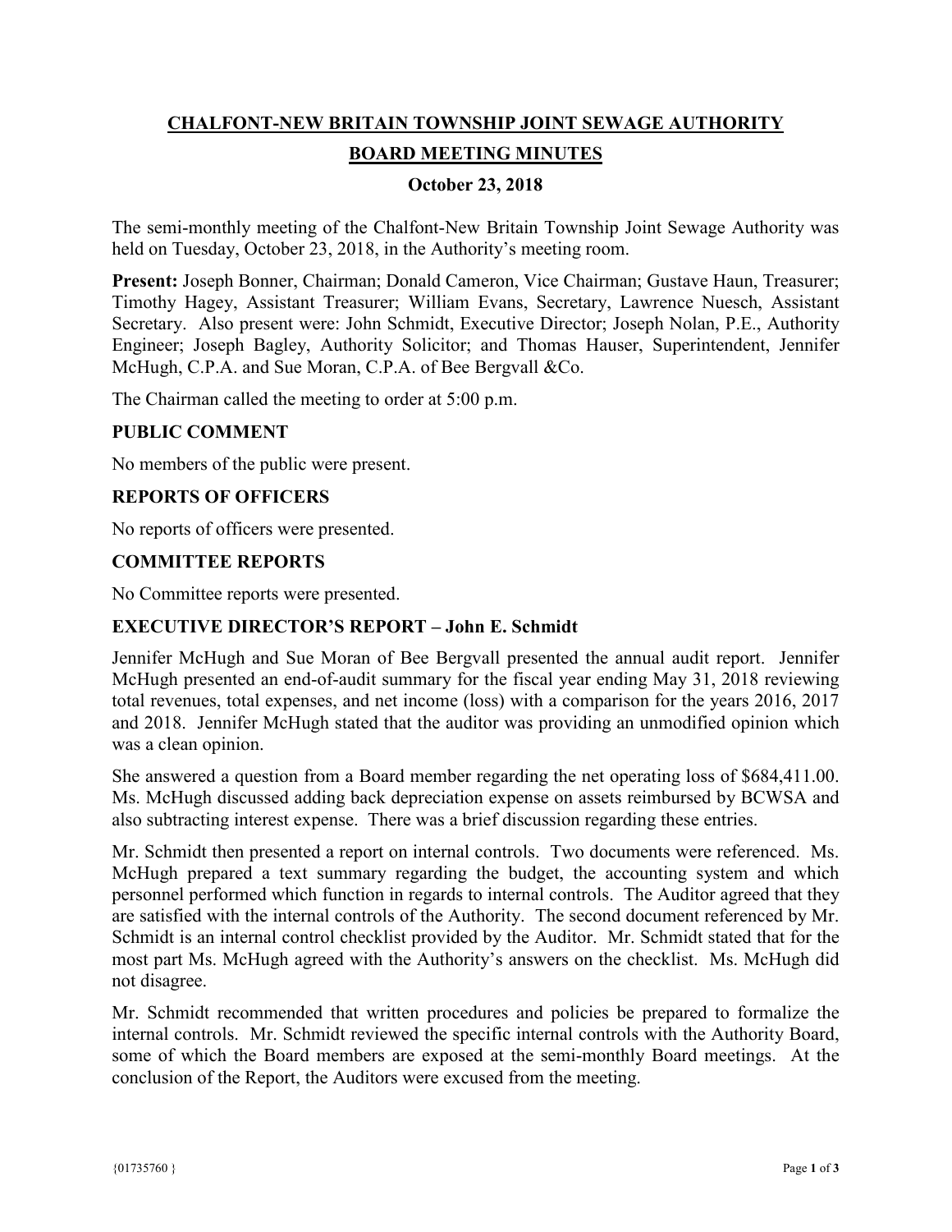# CHALFONT-NEW BRITAIN TOWNSHIP JOINT SEWAGE AUTHORITY

## BOARD MEETING MINUTES

### October 23, 2018

The semi-monthly meeting of the Chalfont-New Britain Township Joint Sewage Authority was held on Tuesday, October 23, 2018, in the Authority's meeting room.

**Present:** Joseph Bonner, Chairman; Donald Cameron, Vice Chairman; Gustave Haun, Treasurer; Timothy Hagey, Assistant Treasurer; William Evans, Secretary, Lawrence Nuesch, Assistant Secretary. Also present were: John Schmidt, Executive Director; Joseph Nolan, P.E., Authority Engineer; Joseph Bagley, Authority Solicitor; and Thomas Hauser, Superintendent, Jennifer McHugh, C.P.A. and Sue Moran, C.P.A. of Bee Bergvall &Co.

The Chairman called the meeting to order at 5:00 p.m.

### PUBLIC COMMENT

No members of the public were present.

### REPORTS OF OFFICERS

No reports of officers were presented.

### COMMITTEE REPORTS

No Committee reports were presented.

### EXECUTIVE DIRECTOR'S REPORT – John E. Schmidt

Jennifer McHugh and Sue Moran of Bee Bergvall presented the annual audit report. Jennifer McHugh presented an end-of-audit summary for the fiscal year ending May 31, 2018 reviewing total revenues, total expenses, and net income (loss) with a comparison for the years 2016, 2017 and 2018. Jennifer McHugh stated that the auditor was providing an unmodified opinion which was a clean opinion.

She answered a question from a Board member regarding the net operating loss of $684,411.00. Ms. McHugh discussed adding back depreciation expense on assets reimbursed by BCWSA and also subtracting interest expense. There was a brief discussion regarding these entries.

Mr. Schmidt then presented a report on internal controls. Two documents were referenced. Ms. McHugh prepared a text summary regarding the budget, the accounting system and which personnel performed which function in regards to internal controls. The Auditor agreed that they are satisfied with the internal controls of the Authority. The second document referenced by Mr. Schmidt is an internal control checklist provided by the Auditor. Mr. Schmidt stated that for the most part Ms. McHugh agreed with the Authority's answers on the checklist. Ms. McHugh did not disagree.

Mr. Schmidt recommended that written procedures and policies be prepared to formalize the internal controls. Mr. Schmidt reviewed the specific internal controls with the Authority Board, some of which the Board members are exposed at the semi-monthly Board meetings. At the conclusion of the Report, the Auditors were excused from the meeting.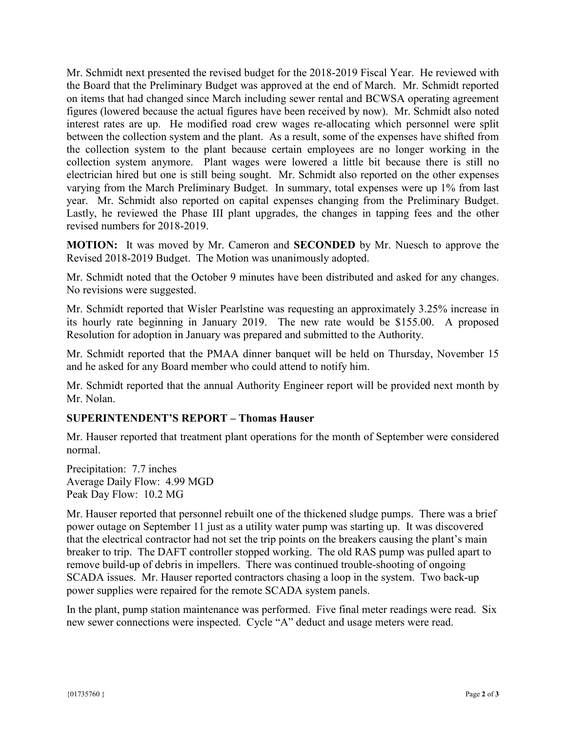Mr. Schmidt next presented the revised budget for the 2018-2019 Fiscal Year. He reviewed with the Board that the Preliminary Budget was approved at the end of March. Mr. Schmidt reported on items that had changed since March including sewer rental and BCWSA operating agreement figures (lowered because the actual figures have been received by now). Mr. Schmidt also noted interest rates are up. He modified road crew wages re-allocating which personnel were split between the collection system and the plant. As a result, some of the expenses have shifted from the collection system to the plant because certain employees are no longer working in the collection system anymore. Plant wages were lowered a little bit because there is still no electrician hired but one is still being sought. Mr. Schmidt also reported on the other expenses varying from the March Preliminary Budget. In summary, total expenses were up 1% from last year. Mr. Schmidt also reported on capital expenses changing from the Preliminary Budget. Lastly, he reviewed the Phase III plant upgrades, the changes in tapping fees and the other revised numbers for 2018-2019.

**MOTION:** It was moved by Mr. Cameron and **SECONDED** by Mr. Nuesch to approve the Revised 2018-2019 Budget. The Motion was unanimously adopted.

Mr. Schmidt noted that the October 9 minutes have been distributed and asked for any changes. No revisions were suggested.

Mr. Schmidt reported that Wisler Pearlstine was requesting an approximately 3.25% increase in its hourly rate beginning in January 2019. The new rate would be $155.00. A proposed Resolution for adoption in January was prepared and submitted to the Authority.

Mr. Schmidt reported that the PMAA dinner banquet will be held on Thursday, November 15 and he asked for any Board member who could attend to notify him.

Mr. Schmidt reported that the annual Authority Engineer report will be provided next month by Mr. Nolan.

**SUPERINTENDENT'S REPORT – Thomas Hauser**

Mr. Hauser reported that treatment plant operations for the month of September were considered normal.

Precipitation: 7.7 inches
Average Daily Flow: 4.99 MGD
Peak Day Flow: 10.2 MG

Mr. Hauser reported that personnel rebuilt one of the thickened sludge pumps. There was a brief power outage on September 11 just as a utility water pump was starting up. It was discovered that the electrical contractor had not set the trip points on the breakers causing the plant's main breaker to trip. The DAFT controller stopped working. The old RAS pump was pulled apart to remove build-up of debris in impellers. There was continued trouble-shooting of ongoing SCADA issues. Mr. Hauser reported contractors chasing a loop in the system. Two back-up power supplies were repaired for the remote SCADA system panels.

In the plant, pump station maintenance was performed. Five final meter readings were read. Six new sewer connections were inspected. Cycle "A" deduct and usage meters were read.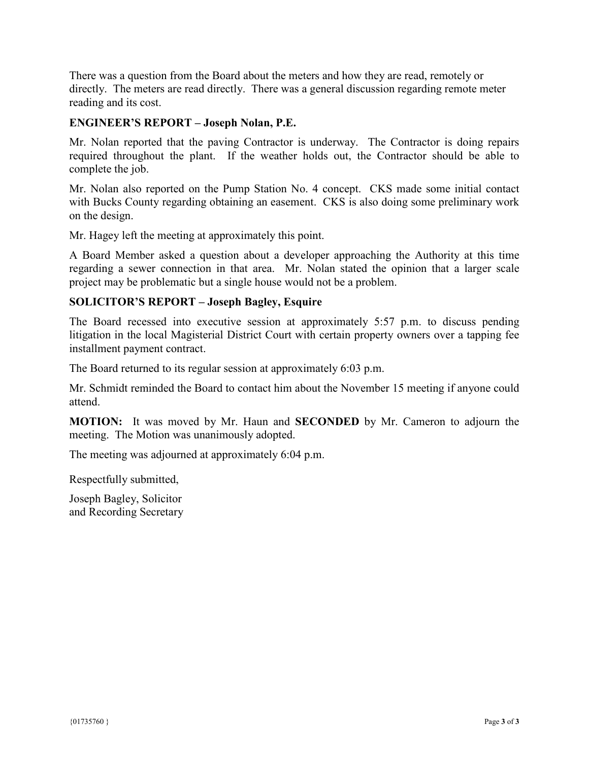There was a question from the Board about the meters and how they are read, remotely or directly. The meters are read directly. There was a general discussion regarding remote meter reading and its cost.

**ENGINEER'S REPORT – Joseph Nolan, P.E.**

Mr. Nolan reported that the paving Contractor is underway. The Contractor is doing repairs required throughout the plant. If the weather holds out, the Contractor should be able to complete the job.

Mr. Nolan also reported on the Pump Station No. 4 concept. CKS made some initial contact with Bucks County regarding obtaining an easement. CKS is also doing some preliminary work on the design.

Mr. Hagey left the meeting at approximately this point.

A Board Member asked a question about a developer approaching the Authority at this time regarding a sewer connection in that area. Mr. Nolan stated the opinion that a larger scale project may be problematic but a single house would not be a problem.

**SOLICITOR'S REPORT – Joseph Bagley, Esquire**

The Board recessed into executive session at approximately 5:57 p.m. to discuss pending litigation in the local Magisterial District Court with certain property owners over a tapping fee installment payment contract.

The Board returned to its regular session at approximately 6:03 p.m.

Mr. Schmidt reminded the Board to contact him about the November 15 meeting if anyone could attend.

**MOTION:** It was moved by Mr. Haun and **SECONDED** by Mr. Cameron to adjourn the meeting. The Motion was unanimously adopted.

The meeting was adjourned at approximately 6:04 p.m.

Respectfully submitted,

Joseph Bagley, Solicitor
and Recording Secretary

{01735760 }